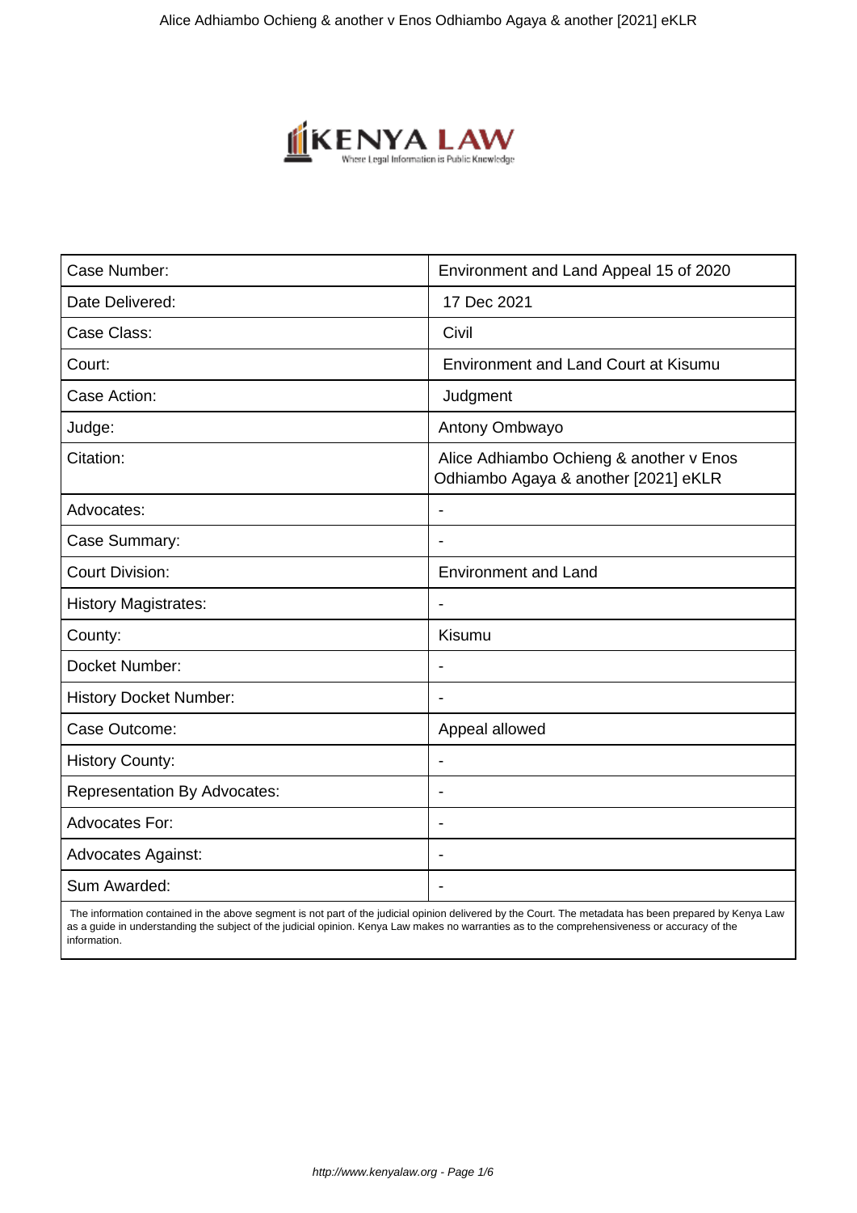| Case Number: | Environment and Land Appeal 15 of 2020 |
| --- | --- |
| Date Delivered: | 17 Dec 2021 |
| Case Class: | Civil |
| Court: | Environment and Land Court at Kisumu |
| Case Action: | Judgment |
| Judge: | Antony Ombwayo |
| Citation: | Alice Adhiambo Ochieng & another v Enos Odhiambo Agaya & another [2021] eKLR |
| Advocates: | - |
| Case Summary: | - |
| Court Division: | Environment and Land |
| History Magistrates: | - |
| County: | Kisumu |
| Docket Number: | - |
| History Docket Number: | - |
| Case Outcome: | Appeal allowed |
| History County: | - |
| Representation By Advocates: | - |
| Advocates For: | - |
| Advocates Against: | - |
| Sum Awarded: | - |

The information contained in the above segment is not part of the judicial opinion delivered by the Court. The metadata has been prepared by Kenya Law as a guide in understanding the subject of the judicial opinion. Kenya Law makes no warranties as to the comprehensiveness or accuracy of the information.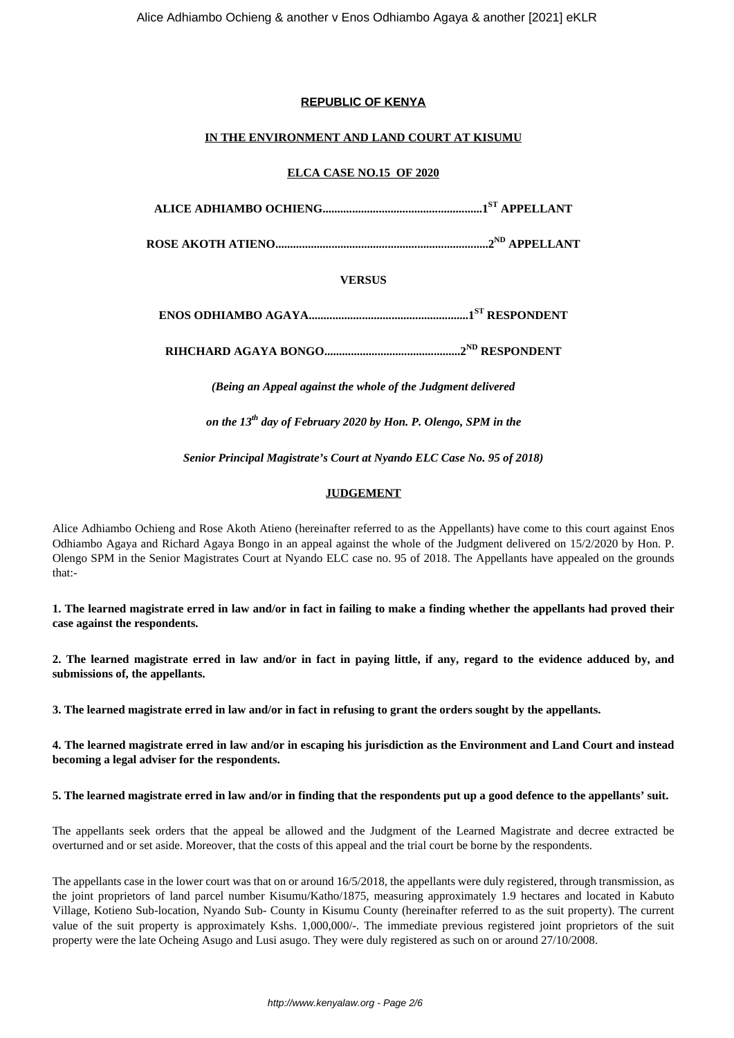**REPUBLIC OF KENYA**

**IN THE ENVIRONMENT AND LAND COURT AT KISUMU**

**ELCA CASE NO.15 OF 2020**

**ALICE ADHIAMBO OCHIENG......................................................1ST APPELLANT**

**ROSE AKOTH ATIENO.......................................................................2ND APPELLANT**

**VERSUS**

**ENOS ODHIAMBO AGAYA......................................................1ST RESPONDENT**

**RIHCHARD AGAYA BONGO.............................................2ND RESPONDENT**

***(Being an Appeal against the whole of the Judgment delivered***

***on the 13th day of February 2020 by Hon. P. Olengo, SPM in the***

***Senior Principal Magistrate's Court at Nyando ELC Case No. 95 of 2018)***

**JUDGEMENT**

Alice Adhiambo Ochieng and Rose Akoth Atieno (hereinafter referred to as the Appellants) have come to this court against Enos Odhiambo Agaya and Richard Agaya Bongo in an appeal against the whole of the Judgment delivered on 15/2/2020 by Hon. P. Olengo SPM in the Senior Magistrates Court at Nyando ELC case no. 95 of 2018. The Appellants have appealed on the grounds that:-

**1. The learned magistrate erred in law and/or in fact in failing to make a finding whether the appellants had proved their case against the respondents.**

**2. The learned magistrate erred in law and/or in fact in paying little, if any, regard to the evidence adduced by, and submissions of, the appellants.**

**3. The learned magistrate erred in law and/or in fact in refusing to grant the orders sought by the appellants.**

**4. The learned magistrate erred in law and/or in escaping his jurisdiction as the Environment and Land Court and instead becoming a legal adviser for the respondents.**

**5. The learned magistrate erred in law and/or in finding that the respondents put up a good defence to the appellants' suit.**

The appellants seek orders that the appeal be allowed and the Judgment of the Learned Magistrate and decree extracted be overturned and or set aside. Moreover, that the costs of this appeal and the trial court be borne by the respondents.

The appellants case in the lower court was that on or around 16/5/2018, the appellants were duly registered, through transmission, as the joint proprietors of land parcel number Kisumu/Katho/1875, measuring approximately 1.9 hectares and located in Kabuto Village, Kotieno Sub-location, Nyando Sub- County in Kisumu County (hereinafter referred to as the suit property). The current value of the suit property is approximately Kshs. 1,000,000/-. The immediate previous registered joint proprietors of the suit property were the late Ocheing Asugo and Lusi asugo. They were duly registered as such on or around 27/10/2008.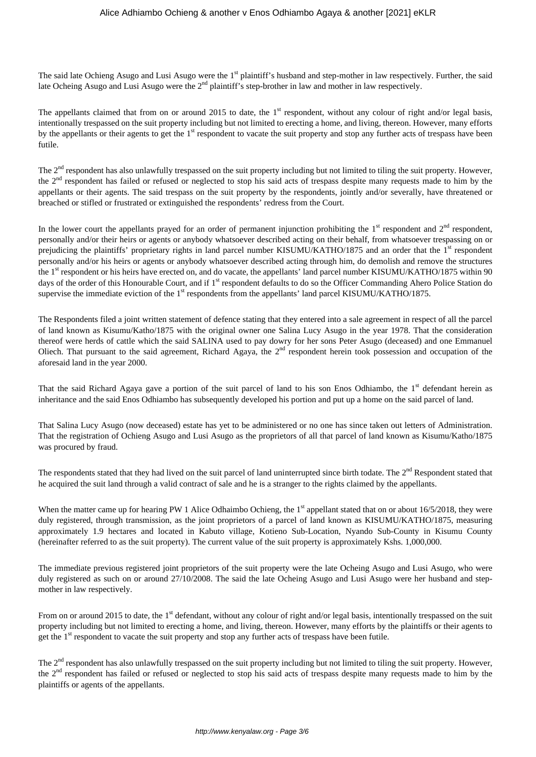The said late Ochieng Asugo and Lusi Asugo were the 1st plaintiff's husband and step-mother in law respectively. Further, the said late Ocheing Asugo and Lusi Asugo were the 2nd plaintiff's step-brother in law and mother in law respectively.

The appellants claimed that from on or around 2015 to date, the 1st respondent, without any colour of right and/or legal basis, intentionally trespassed on the suit property including but not limited to erecting a home, and living, thereon. However, many efforts by the appellants or their agents to get the 1st respondent to vacate the suit property and stop any further acts of trespass have been futile.

The 2nd respondent has also unlawfully trespassed on the suit property including but not limited to tiling the suit property. However, the 2nd respondent has failed or refused or neglected to stop his said acts of trespass despite many requests made to him by the appellants or their agents. The said trespass on the suit property by the respondents, jointly and/or severally, have threatened or breached or stifled or frustrated or extinguished the respondents' redress from the Court.

In the lower court the appellants prayed for an order of permanent injunction prohibiting the 1st respondent and 2nd respondent, personally and/or their heirs or agents or anybody whatsoever described acting on their behalf, from whatsoever trespassing on or prejudicing the plaintiffs' proprietary rights in land parcel number KISUMU/KATHO/1875 and an order that the 1st respondent personally and/or his heirs or agents or anybody whatsoever described acting through him, do demolish and remove the structures the 1st respondent or his heirs have erected on, and do vacate, the appellants' land parcel number KISUMU/KATHO/1875 within 90 days of the order of this Honourable Court, and if 1st respondent defaults to do so the Officer Commanding Ahero Police Station do supervise the immediate eviction of the 1st respondents from the appellants' land parcel KISUMU/KATHO/1875.

The Respondents filed a joint written statement of defence stating that they entered into a sale agreement in respect of all the parcel of land known as Kisumu/Katho/1875 with the original owner one Salina Lucy Asugo in the year 1978. That the consideration thereof were herds of cattle which the said SALINA used to pay dowry for her sons Peter Asugo (deceased) and one Emmanuel Oliech. That pursuant to the said agreement, Richard Agaya, the 2nd respondent herein took possession and occupation of the aforesaid land in the year 2000.

That the said Richard Agaya gave a portion of the suit parcel of land to his son Enos Odhiambo, the 1st defendant herein as inheritance and the said Enos Odhiambo has subsequently developed his portion and put up a home on the said parcel of land.

That Salina Lucy Asugo (now deceased) estate has yet to be administered or no one has since taken out letters of Administration. That the registration of Ochieng Asugo and Lusi Asugo as the proprietors of all that parcel of land known as Kisumu/Katho/1875 was procured by fraud.

The respondents stated that they had lived on the suit parcel of land uninterrupted since birth todate. The 2nd Respondent stated that he acquired the suit land through a valid contract of sale and he is a stranger to the rights claimed by the appellants.

When the matter came up for hearing PW 1 Alice Odhaimbo Ochieng, the 1st appellant stated that on or about 16/5/2018, they were duly registered, through transmission, as the joint proprietors of a parcel of land known as KISUMU/KATHO/1875, measuring approximately 1.9 hectares and located in Kabuto village, Kotieno Sub-Location, Nyando Sub-County in Kisumu County (hereinafter referred to as the suit property). The current value of the suit property is approximately Kshs. 1,000,000.

The immediate previous registered joint proprietors of the suit property were the late Ocheing Asugo and Lusi Asugo, who were duly registered as such on or around 27/10/2008. The said the late Ocheing Asugo and Lusi Asugo were her husband and step-mother in law respectively.

From on or around 2015 to date, the 1st defendant, without any colour of right and/or legal basis, intentionally trespassed on the suit property including but not limited to erecting a home, and living, thereon. However, many efforts by the plaintiffs or their agents to get the 1st respondent to vacate the suit property and stop any further acts of trespass have been futile.

The 2nd respondent has also unlawfully trespassed on the suit property including but not limited to tiling the suit property. However, the 2nd respondent has failed or refused or neglected to stop his said acts of trespass despite many requests made to him by the plaintiffs or agents of the appellants.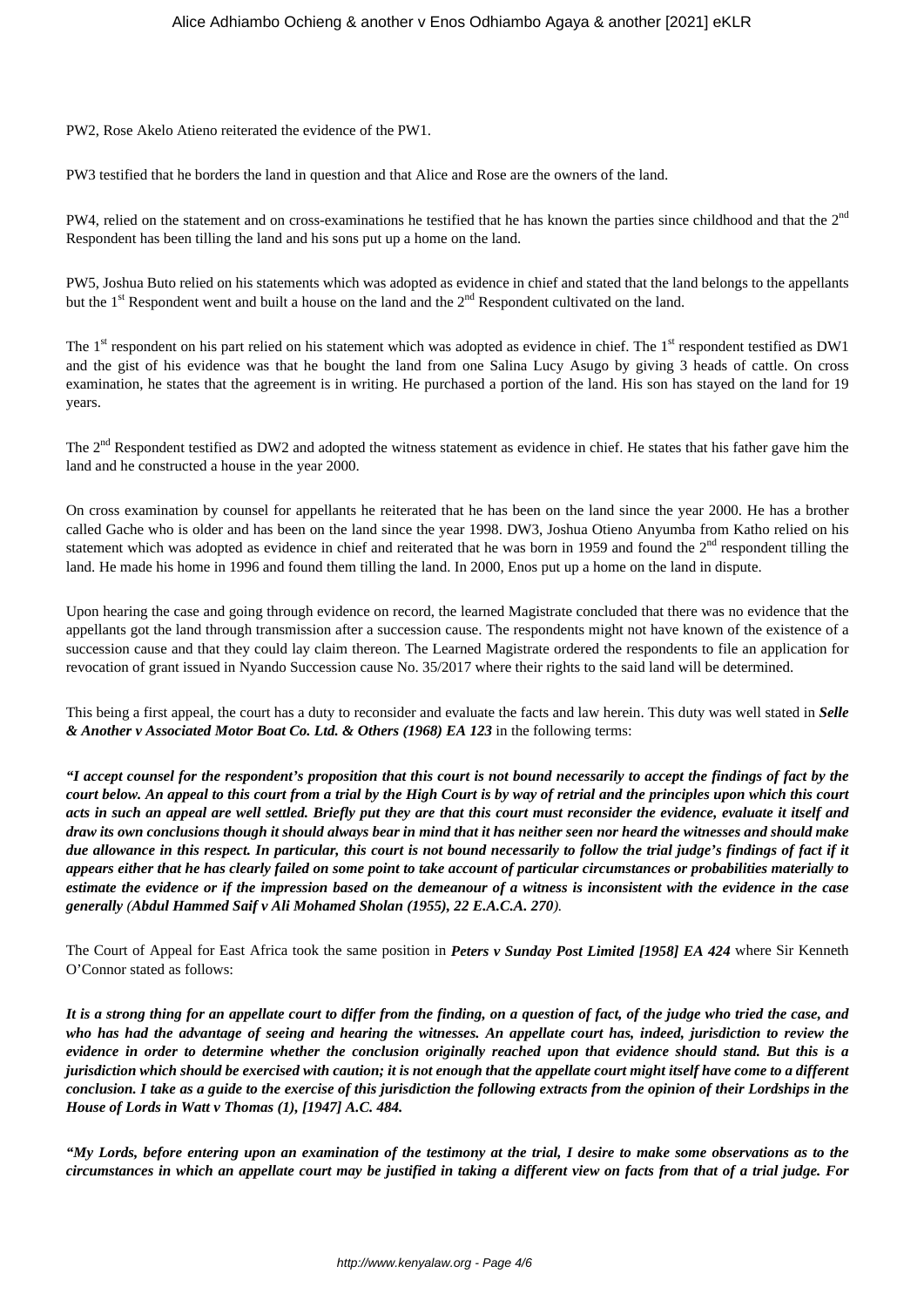PW2, Rose Akelo Atieno reiterated the evidence of the PW1.

PW3 testified that he borders the land in question and that Alice and Rose are the owners of the land.

PW4, relied on the statement and on cross-examinations he testified that he has known the parties since childhood and that the 2nd Respondent has been tilling the land and his sons put up a home on the land.

PW5, Joshua Buto relied on his statements which was adopted as evidence in chief and stated that the land belongs to the appellants but the 1st Respondent went and built a house on the land and the 2nd Respondent cultivated on the land.

The 1st respondent on his part relied on his statement which was adopted as evidence in chief. The 1st respondent testified as DW1 and the gist of his evidence was that he bought the land from one Salina Lucy Asugo by giving 3 heads of cattle. On cross examination, he states that the agreement is in writing. He purchased a portion of the land. His son has stayed on the land for 19 years.

The 2nd Respondent testified as DW2 and adopted the witness statement as evidence in chief. He states that his father gave him the land and he constructed a house in the year 2000.

On cross examination by counsel for appellants he reiterated that he has been on the land since the year 2000. He has a brother called Gache who is older and has been on the land since the year 1998. DW3, Joshua Otieno Anyumba from Katho relied on his statement which was adopted as evidence in chief and reiterated that he was born in 1959 and found the 2nd respondent tilling the land. He made his home in 1996 and found them tilling the land. In 2000, Enos put up a home on the land in dispute.

Upon hearing the case and going through evidence on record, the learned Magistrate concluded that there was no evidence that the appellants got the land through transmission after a succession cause. The respondents might not have known of the existence of a succession cause and that they could lay claim thereon. The Learned Magistrate ordered the respondents to file an application for revocation of grant issued in Nyando Succession cause No. 35/2017 where their rights to the said land will be determined.

This being a first appeal, the court has a duty to reconsider and evaluate the facts and law herein. This duty was well stated in ***Selle & Another v Associated Motor Boat Co. Ltd. & Others (1968) EA 123*** in the following terms:

***"I accept counsel for the respondent's proposition that this court is not bound necessarily to accept the findings of fact by the court below. An appeal to this court from a trial by the High Court is by way of retrial and the principles upon which this court acts in such an appeal are well settled. Briefly put they are that this court must reconsider the evidence, evaluate it itself and draw its own conclusions though it should always bear in mind that it has neither seen nor heard the witnesses and should make due allowance in this respect. In particular, this court is not bound necessarily to follow the trial judge's findings of fact if it appears either that he has clearly failed on some point to take account of particular circumstances or probabilities materially to estimate the evidence or if the impression based on the demeanour of a witness is inconsistent with the evidence in the case generally (Abdul Hammed Saif v Ali Mohamed Sholan (1955), 22 E.A.C.A. 270).***

The Court of Appeal for East Africa took the same position in ***Peters v Sunday Post Limited [1958] EA 424*** where Sir Kenneth O'Connor stated as follows:

***It is a strong thing for an appellate court to differ from the finding, on a question of fact, of the judge who tried the case, and who has had the advantage of seeing and hearing the witnesses. An appellate court has, indeed, jurisdiction to review the evidence in order to determine whether the conclusion originally reached upon that evidence should stand. But this is a jurisdiction which should be exercised with caution; it is not enough that the appellate court might itself have come to a different conclusion. I take as a guide to the exercise of this jurisdiction the following extracts from the opinion of their Lordships in the House of Lords in Watt v Thomas (1), [1947] A.C. 484.***

***"My Lords, before entering upon an examination of the testimony at the trial, I desire to make some observations as to the circumstances in which an appellate court may be justified in taking a different view on facts from that of a trial judge. For***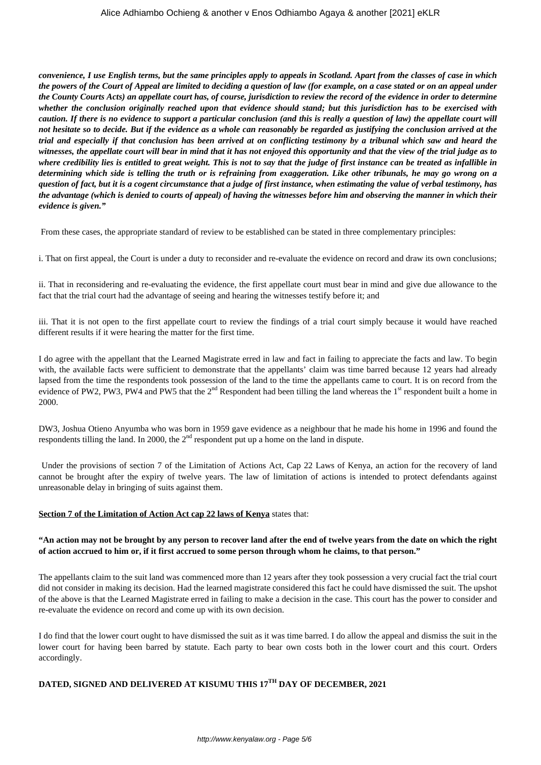***convenience, I use English terms, but the same principles apply to appeals in Scotland. Apart from the classes of case in which the powers of the Court of Appeal are limited to deciding a question of law (for example, on a case stated or on an appeal under the County Courts Acts) an appellate court has, of course, jurisdiction to review the record of the evidence in order to determine whether the conclusion originally reached upon that evidence should stand; but this jurisdiction has to be exercised with caution. If there is no evidence to support a particular conclusion (and this is really a question of law) the appellate court will not hesitate so to decide. But if the evidence as a whole can reasonably be regarded as justifying the conclusion arrived at the trial and especially if that conclusion has been arrived at on conflicting testimony by a tribunal which saw and heard the witnesses, the appellate court will bear in mind that it has not enjoyed this opportunity and that the view of the trial judge as to where credibility lies is entitled to great weight. This is not to say that the judge of first instance can be treated as infallible in determining which side is telling the truth or is refraining from exaggeration. Like other tribunals, he may go wrong on a question of fact, but it is a cogent circumstance that a judge of first instance, when estimating the value of verbal testimony, has the advantage (which is denied to courts of appeal) of having the witnesses before him and observing the manner in which their evidence is given."***

From these cases, the appropriate standard of review to be established can be stated in three complementary principles:

i. That on first appeal, the Court is under a duty to reconsider and re-evaluate the evidence on record and draw its own conclusions;

ii. That in reconsidering and re-evaluating the evidence, the first appellate court must bear in mind and give due allowance to the fact that the trial court had the advantage of seeing and hearing the witnesses testify before it; and

iii. That it is not open to the first appellate court to review the findings of a trial court simply because it would have reached different results if it were hearing the matter for the first time.

I do agree with the appellant that the Learned Magistrate erred in law and fact in failing to appreciate the facts and law. To begin with, the available facts were sufficient to demonstrate that the appellants' claim was time barred because 12 years had already lapsed from the time the respondents took possession of the land to the time the appellants came to court. It is on record from the evidence of PW2, PW3, PW4 and PW5 that the 2nd Respondent had been tilling the land whereas the 1st respondent built a home in 2000.

DW3, Joshua Otieno Anyumba who was born in 1959 gave evidence as a neighbour that he made his home in 1996 and found the respondents tilling the land. In 2000, the 2nd respondent put up a home on the land in dispute.

Under the provisions of section 7 of the Limitation of Actions Act, Cap 22 Laws of Kenya, an action for the recovery of land cannot be brought after the expiry of twelve years. The law of limitation of actions is intended to protect defendants against unreasonable delay in bringing of suits against them.

**Section 7 of the Limitation of Action Act cap 22 laws of Kenya** states that:

**"An action may not be brought by any person to recover land after the end of twelve years from the date on which the right of action accrued to him or, if it first accrued to some person through whom he claims, to that person."**

The appellants claim to the suit land was commenced more than 12 years after they took possession a very crucial fact the trial court did not consider in making its decision. Had the learned magistrate considered this fact he could have dismissed the suit. The upshot of the above is that the Learned Magistrate erred in failing to make a decision in the case. This court has the power to consider and re-evaluate the evidence on record and come up with its own decision.

I do find that the lower court ought to have dismissed the suit as it was time barred. I do allow the appeal and dismiss the suit in the lower court for having been barred by statute. Each party to bear own costs both in the lower court and this court. Orders accordingly.

**DATED, SIGNED AND DELIVERED AT KISUMU THIS 17TH DAY OF DECEMBER, 2021**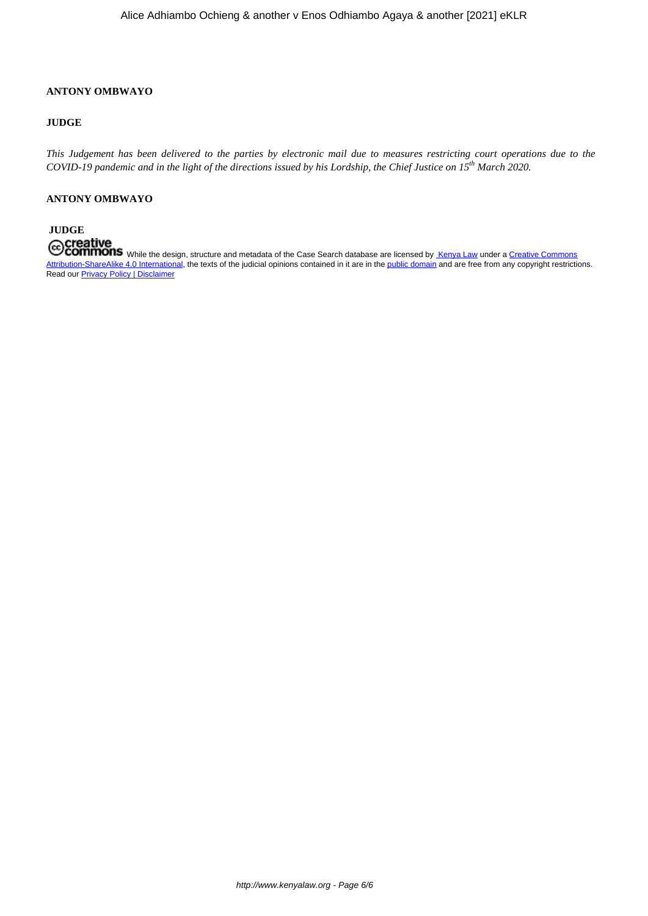**ANTONY OMBWAYO**

**JUDGE**

*This Judgement has been delivered to the parties by electronic mail due to measures restricting court operations due to the COVID-19 pandemic and in the light of the directions issued by his Lordship, the Chief Justice on 15th March 2020.*

**ANTONY OMBWAYO**

**JUDGE**

While the design, structure and metadata of the Case Search database are licensed by Kenya Law under a Creative Commons Attribution-ShareAlike 4.0 International, the texts of the judicial opinions contained in it are in the public domain and are free from any copyright restrictions. Read our Privacy Policy | Disclaimer